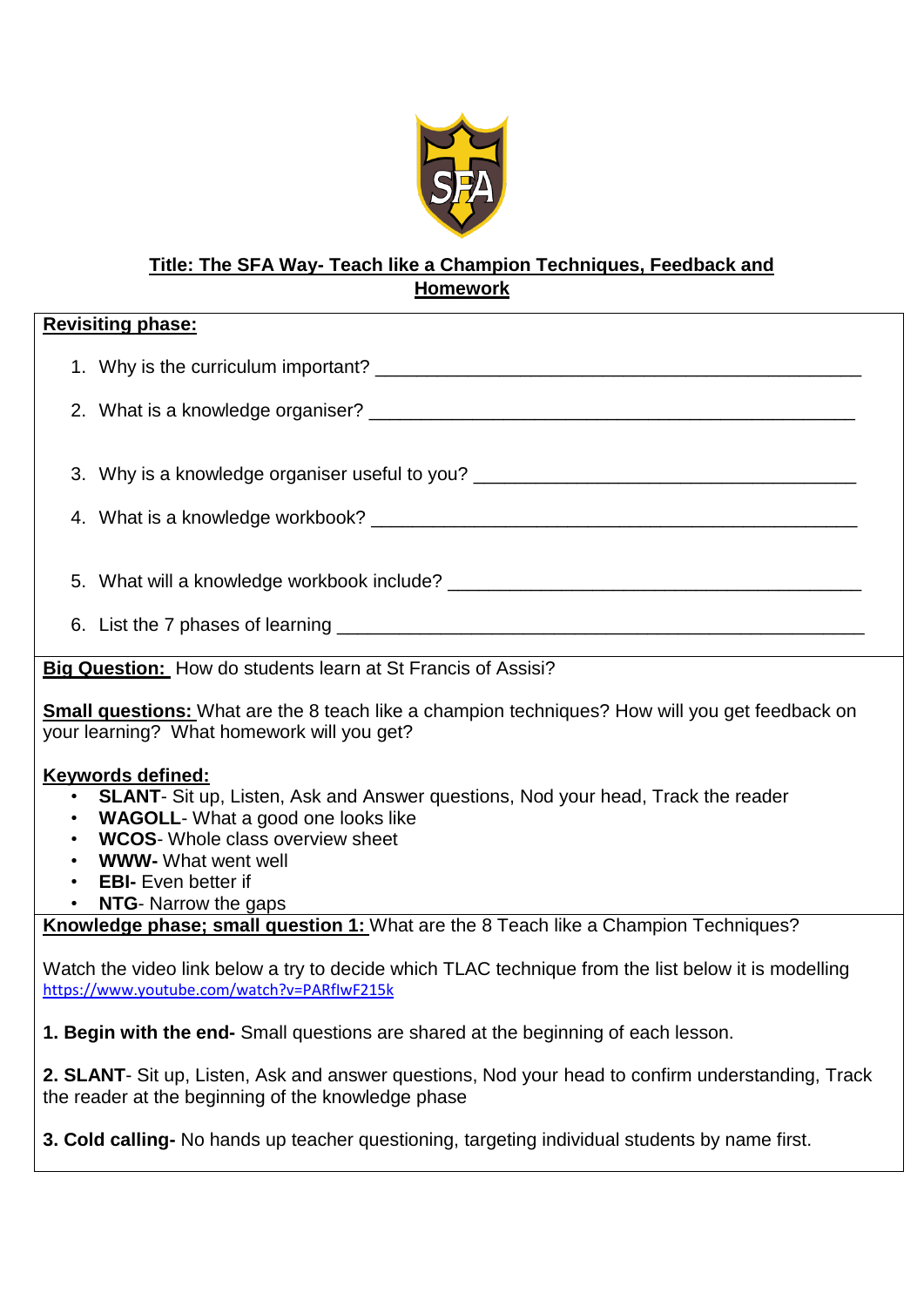**Title: The SFA Way- Teach like a Champion Techniques, Feedback and Homework**

**Revisiting phase:**

1. Why is the curriculum important? ______________________________________________
2. What is a knowledge organiser? ______________________________________________
3. Why is a knowledge organiser useful to you? ____________________________________
4. What is a knowledge workbook? ______________________________________________
5. What will a knowledge workbook include? _______________________________________
6. List the 7 phases of learning _________________________________________________

**Big Question:** How do students learn at St Francis of Assisi?

**Small questions:** What are the 8 teach like a champion techniques? How will you get feedback on your learning? What homework will you get?

**Keywords defined:**

- **SLANT**- Sit up, Listen, Ask and Answer questions, Nod your head, Track the reader
- **WAGOLL**- What a good one looks like
- **WCOS**- Whole class overview sheet
- **WWW-** What went well
- **EBI-** Even better if
- **NTG**- Narrow the gaps

**Knowledge phase; small question 1:** What are the 8 Teach like a Champion Techniques?

Watch the video link below a try to decide which TLAC technique from the list below it is modelling
https://www.youtube.com/watch?v=PARflwF215k

**1. Begin with the end-** Small questions are shared at the beginning of each lesson.

**2. SLANT**- Sit up, Listen, Ask and answer questions, Nod your head to confirm understanding, Track the reader at the beginning of the knowledge phase

**3. Cold calling-** No hands up teacher questioning, targeting individual students by name first.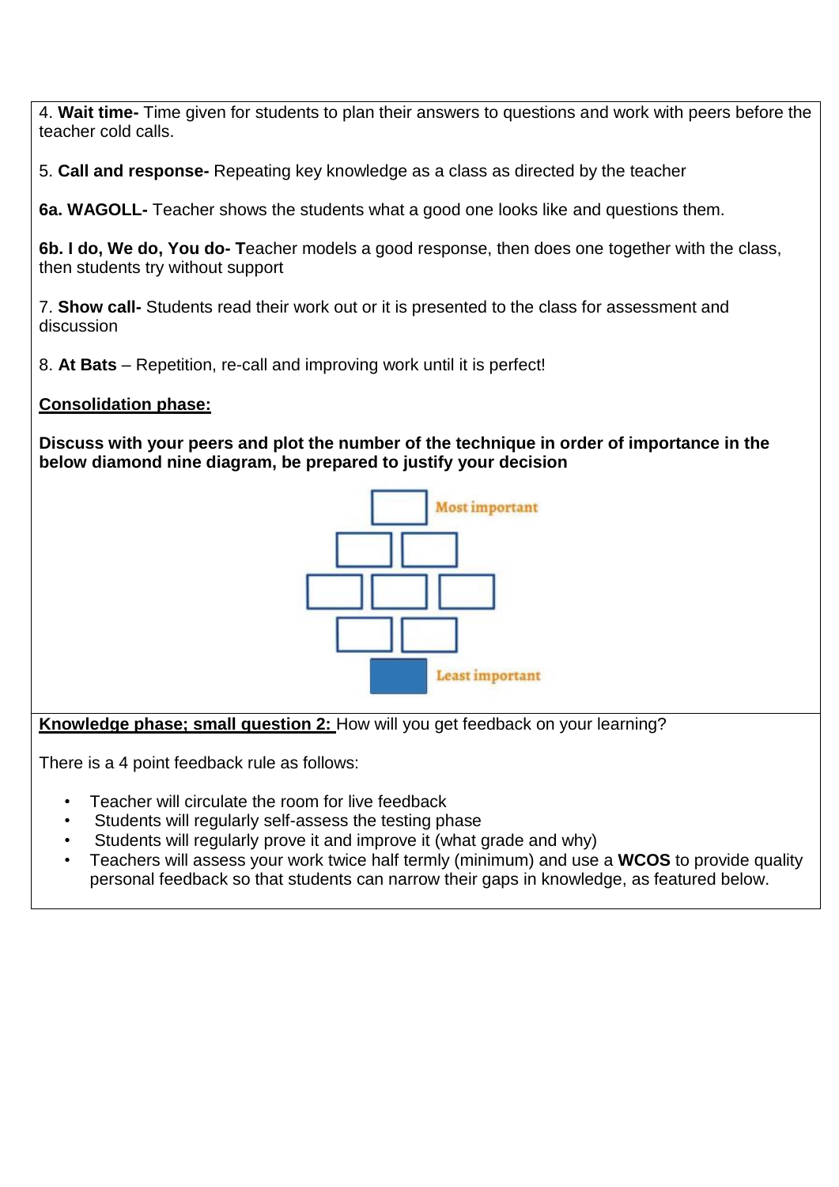4. **Wait time-** Time given for students to plan their answers to questions and work with peers before the teacher cold calls.

5. **Call and response-** Repeating key knowledge as a class as directed by the teacher

**6a. WAGOLL-** Teacher shows the students what a good one looks like and questions them.

**6b. I do, We do, You do- T**eacher models a good response, then does one together with the class, then students try without support

7. **Show call-** Students read their work out or it is presented to the class for assessment and discussion

8. **At Bats** – Repetition, re-call and improving work until it is perfect!

**<u>Consolidation phase:</u>**

**Discuss with your peers and plot the number of the technique in order of importance in the below diamond nine diagram, be prepared to justify your decision**

Most important

Least important

**<u>Knowledge phase; small question 2:</u>** How will you get feedback on your learning?

There is a 4 point feedback rule as follows:

- Teacher will circulate the room for live feedback
- Students will regularly self-assess the testing phase
- Students will regularly prove it and improve it (what grade and why)
- Teachers will assess your work twice half termly (minimum) and use a **WCOS** to provide quality personal feedback so that students can narrow their gaps in knowledge, as featured below.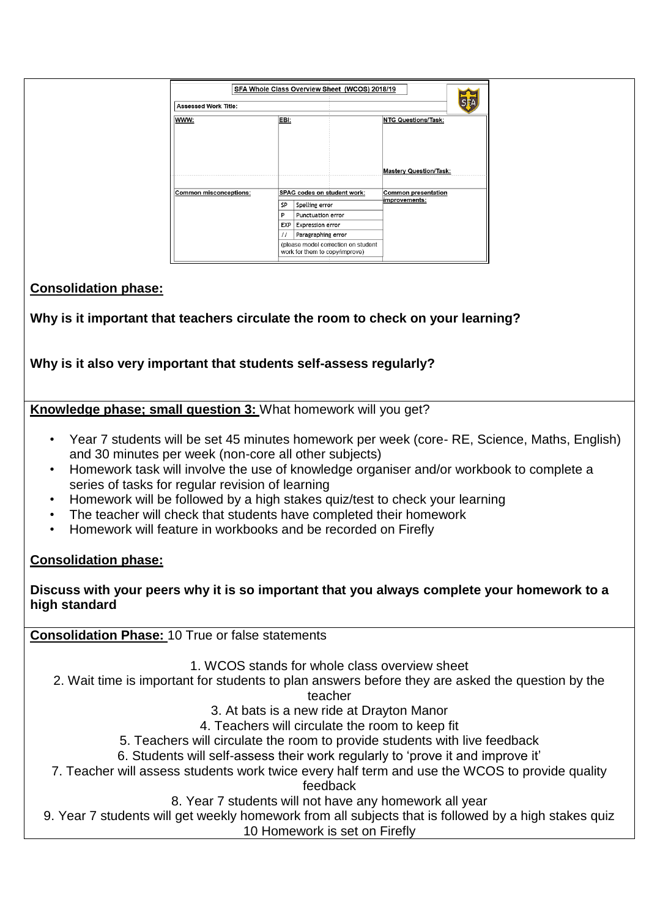**SFA Whole Class Overview Sheet (WCOS) 2018/19**

| Assessed Work Title: | | |
|---|---|---|
| WWW: | EBI: | NTG Questions/Task: <br><br> Mastery Question/Task: |
| Common misconceptions: | SPAG codes on student work: <br> SP – Spelling error <br> P – Punctuation error <br> EXP – Expression error <br> // – Paragraphing error <br> (please model correction on student work for them to copy/improve) | Common presentation improvements: |

**Consolidation phase:**

**Why is it important that teachers circulate the room to check on your learning?**

**Why is it also very important that students self-assess regularly?**

**Knowledge phase; small question 3:** What homework will you get?

- Year 7 students will be set 45 minutes homework per week (core- RE, Science, Maths, English) and 30 minutes per week (non-core all other subjects)
- Homework task will involve the use of knowledge organiser and/or workbook to complete a series of tasks for regular revision of learning
- Homework will be followed by a high stakes quiz/test to check your learning
- The teacher will check that students have completed their homework
- Homework will feature in workbooks and be recorded on Firefly

**Consolidation phase:**

**Discuss with your peers why it is so important that you always complete your homework to a high standard**

**Consolidation Phase:** 10 True or false statements

1. WCOS stands for whole class overview sheet
2. Wait time is important for students to plan answers before they are asked the question by the teacher
3. At bats is a new ride at Drayton Manor
4. Teachers will circulate the room to keep fit
5. Teachers will circulate the room to provide students with live feedback
6. Students will self-assess their work regularly to 'prove it and improve it'
7. Teacher will assess students work twice every half term and use the WCOS to provide quality feedback
8. Year 7 students will not have any homework all year
9. Year 7 students will get weekly homework from all subjects that is followed by a high stakes quiz
10. Homework is set on Firefly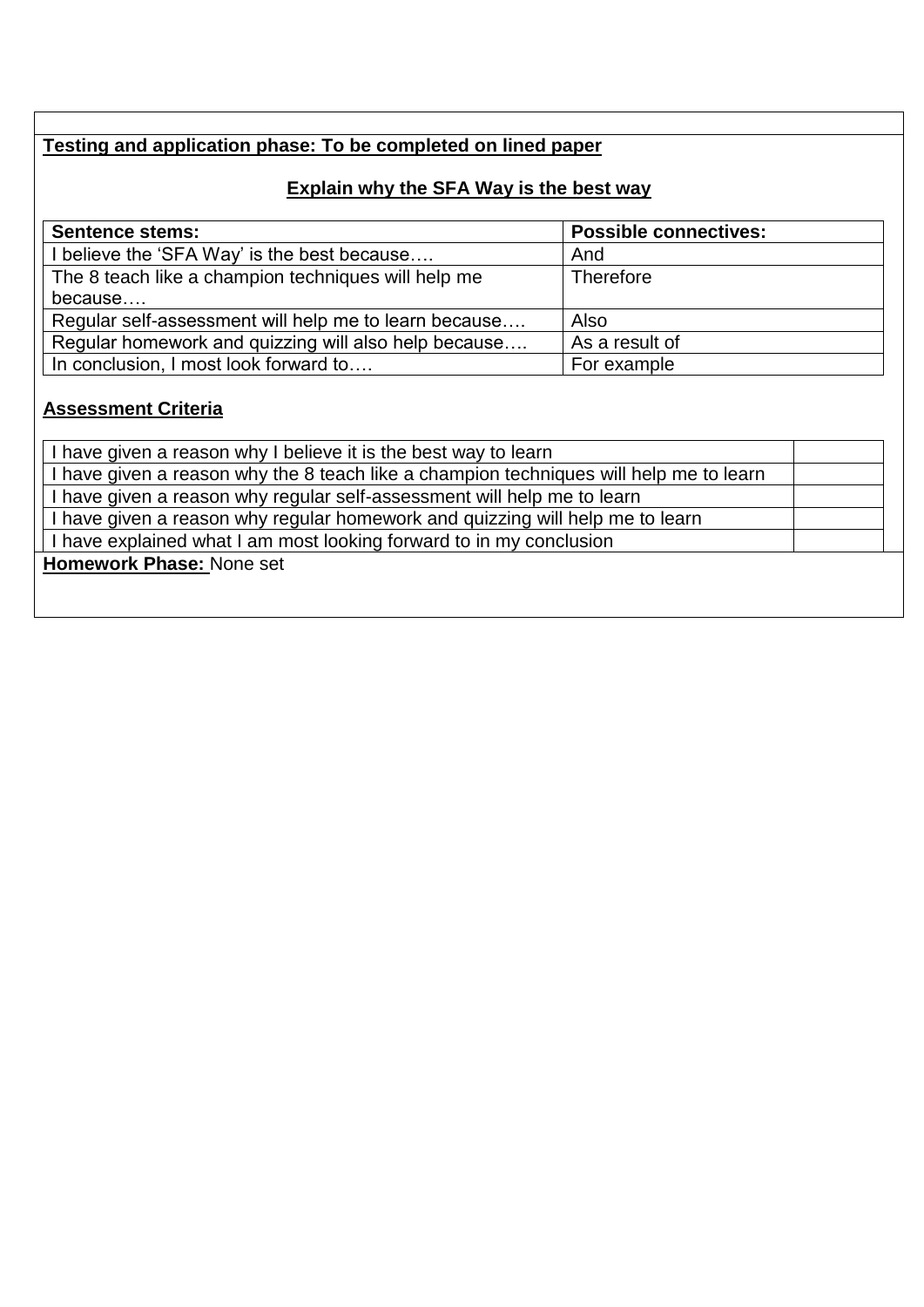**Testing and application phase: To be completed on lined paper**

**Explain why the SFA Way is the best way**

| Sentence stems: | Possible connectives: |
|---|---|
| I believe the 'SFA Way' is the best because…. | And |
| The 8 teach like a champion techniques will help me because…. | Therefore |
| Regular self-assessment will help me to learn because…. | Also |
| Regular homework and quizzing will also help because…. | As a result of |
| In conclusion, I most look forward to…. | For example |

**Assessment Criteria**

| | |
|---|---|
| I have given a reason why I believe it is the best way to learn | |
| I have given a reason why the 8 teach like a champion techniques will help me to learn | |
| I have given a reason why regular self-assessment will help me to learn | |
| I have given a reason why regular homework and quizzing will help me to learn | |
| I have explained what I am most looking forward to in my conclusion | |

**Homework Phase:** None set